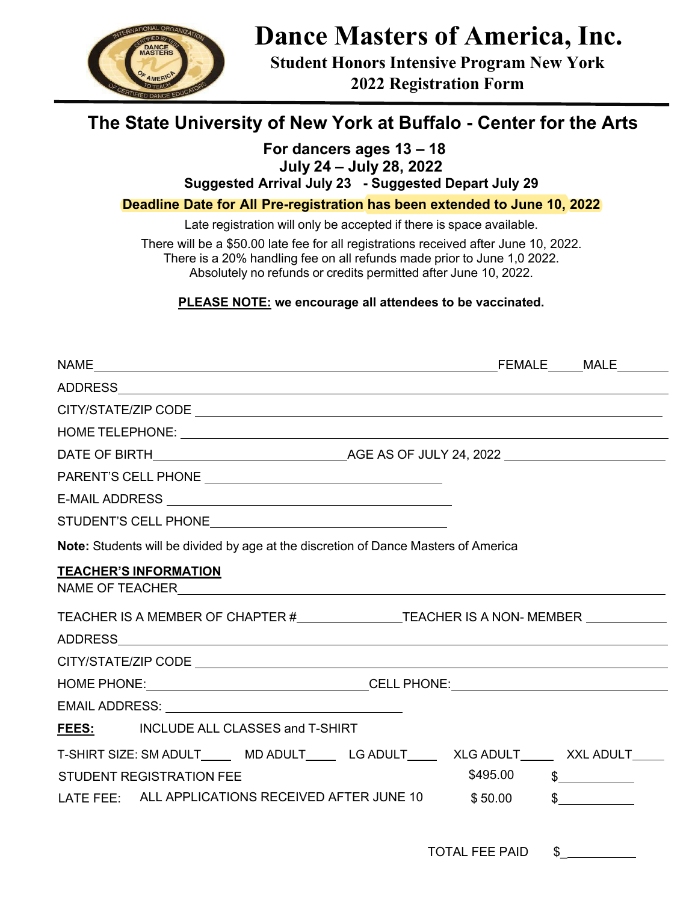# Dance Masters of America, Inc.

**Student Honors Intensive Program New York**
**2022 Registration Form**

## The State University of New York at Buffalo - Center for the Arts

**For dancers ages 13 – 18**
**July 24 – July 28, 2022**
**Suggested Arrival July 23 - Suggested Depart July 29**

**Deadline Date for All Pre-registration has been extended to June 10, 2022**

Late registration will only be accepted if there is space available.

There will be a $50.00 late fee for all registrations received after June 10, 2022.
There is a 20% handling fee on all refunds made prior to June 1,0 2022.
Absolutely no refunds or credits permitted after June 10, 2022.

**PLEASE NOTE:** **we encourage all attendees to be vaccinated.**

NAME______________________________ FEMALE_____ MALE_______

ADDRESS______________________________

CITY/STATE/ZIP CODE ______________________________

HOME TELEPHONE: ______________________________

DATE OF BIRTH______________________ AGE AS OF JULY 24, 2022 ____________________

PARENT'S CELL PHONE ______________________________

E-MAIL ADDRESS ______________________________

STUDENT'S CELL PHONE______________________________

**Note:** Students will be divided by age at the discretion of Dance Masters of America

**TEACHER'S INFORMATION**

NAME OF TEACHER______________________________

TEACHER IS A MEMBER OF CHAPTER #______________ TEACHER IS A NON- MEMBER ___________

ADDRESS______________________________

CITY/STATE/ZIP CODE ______________________________

HOME PHONE:______________________ CELL PHONE:______________________

EMAIL ADDRESS: ______________________________

**FEES:** INCLUDE ALL CLASSES and T-SHIRT

T-SHIRT SIZE: SM ADULT____ MD ADULT____ LG ADULT____ XLG ADULT____ XXL ADULT____

| | | |
|---|---|---|
| STUDENT REGISTRATION FEE | $495.00 | $__________ |
| LATE FEE: ALL APPLICATIONS RECEIVED AFTER JUNE 10 | $ 50.00 | $__________ |

TOTAL FEE PAID $__________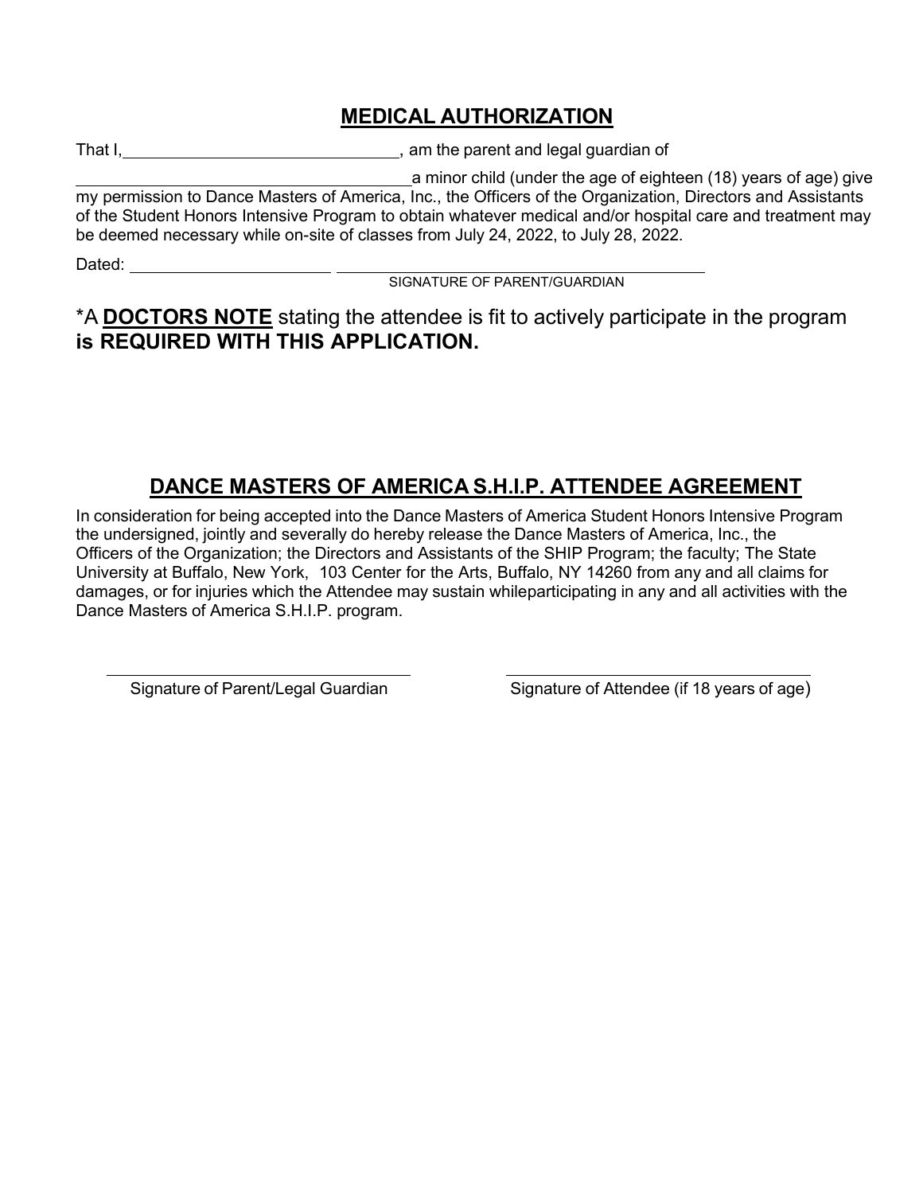## **MEDICAL AUTHORIZATION**

That I, ______________________________, am the parent and legal guardian of

____________________________________ a minor child (under the age of eighteen (18) years of age) give my permission to Dance Masters of America, Inc., the Officers of the Organization, Directors and Assistants of the Student Honors Intensive Program to obtain whatever medical and/or hospital care and treatment may be deemed necessary while on-site of classes from July 24, 2022, to July 28, 2022.

Dated: ______________________ ____________________________________________

SIGNATURE OF PARENT/GUARDIAN

*A **DOCTORS NOTE** stating the attendee is fit to actively participate in the program **is REQUIRED WITH THIS APPLICATION.**

## **DANCE MASTERS OF AMERICA S.H.I.P. ATTENDEE AGREEMENT**

In consideration for being accepted into the Dance Masters of America Student Honors Intensive Program the undersigned, jointly and severally do hereby release the Dance Masters of America, Inc., the Officers of the Organization; the Directors and Assistants of the SHIP Program; the faculty; The State University at Buffalo, New York, 103 Center for the Arts, Buffalo, NY 14260 from any and all claims for damages, or for injuries which the Attendee may sustain whileparticipating in any and all activities with the Dance Masters of America S.H.I.P. program.

____________________________________ ____________________________________

Signature of Parent/Legal Guardian Signature of Attendee (if 18 years of age)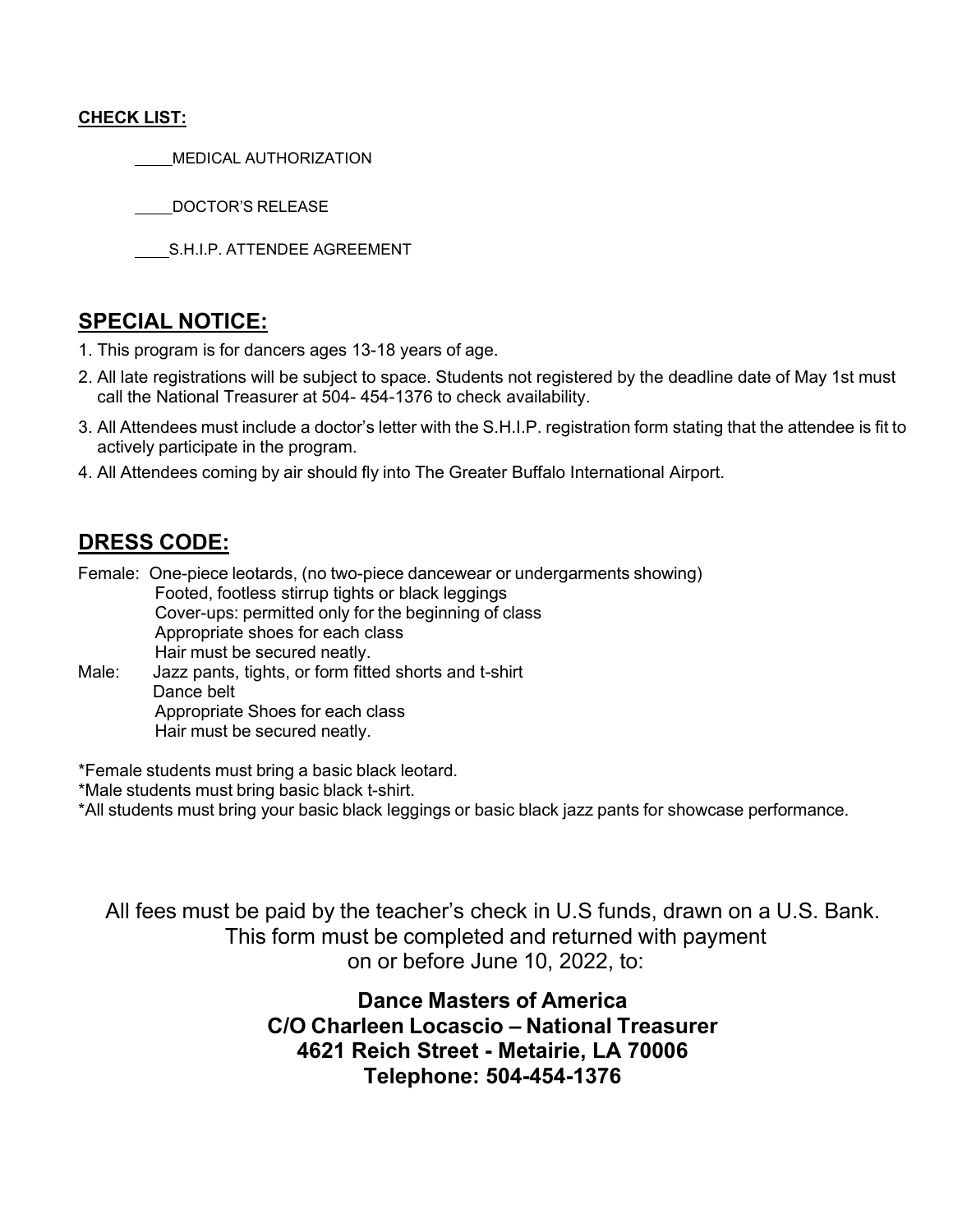**CHECK LIST:**

\_\_\_\_MEDICAL AUTHORIZATION

\_\_\_\_DOCTOR'S RELEASE

\_\_\_\_S.H.I.P. ATTENDEE AGREEMENT

## SPECIAL NOTICE:

1. This program is for dancers ages 13-18 years of age.
2. All late registrations will be subject to space. Students not registered by the deadline date of May 1st must call the National Treasurer at 504- 454-1376 to check availability.
3. All Attendees must include a doctor's letter with the S.H.I.P. registration form stating that the attendee is fit to actively participate in the program.
4. All Attendees coming by air should fly into The Greater Buffalo International Airport.

## DRESS CODE:

Female: One-piece leotards, (no two-piece dancewear or undergarments showing)
Footed, footless stirrup tights or black leggings
Cover-ups: permitted only for the beginning of class
Appropriate shoes for each class
Hair must be secured neatly.

Male: Jazz pants, tights, or form fitted shorts and t-shirt
Dance belt
Appropriate Shoes for each class
Hair must be secured neatly.

*Female students must bring a basic black leotard.
*Male students must bring basic black t-shirt.
*All students must bring your basic black leggings or basic black jazz pants for showcase performance.

All fees must be paid by the teacher's check in U.S funds, drawn on a U.S. Bank.
This form must be completed and returned with payment
on or before June 10, 2022, to:

**Dance Masters of America**
**C/O Charleen Locascio – National Treasurer**
**4621 Reich Street - Metairie, LA 70006**
**Telephone: 504-454-1376**